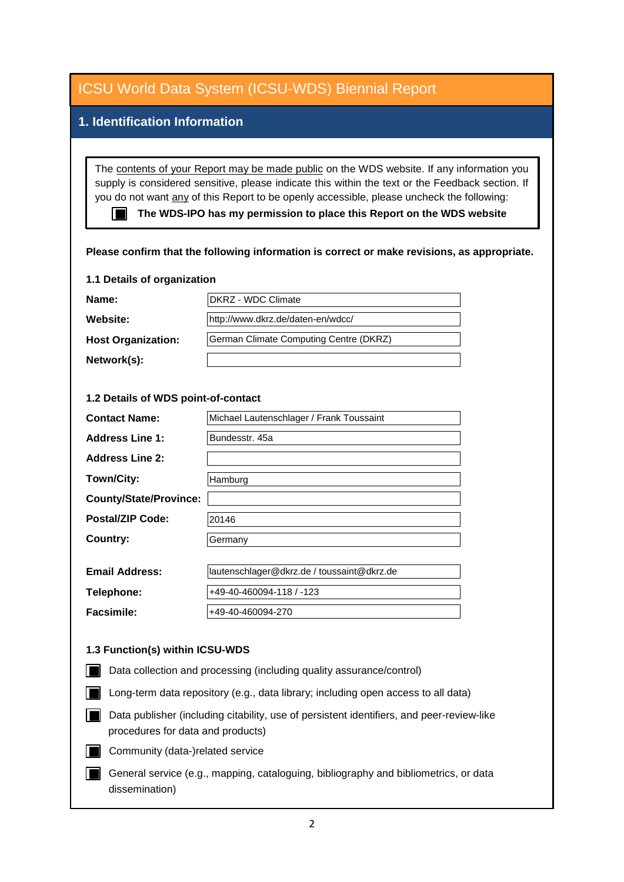# ICSU World Data System (ICSU-WDS) Biennial Report

## 1. Identification Information

The contents of your Report may be made public on the WDS website. If any information you supply is considered sensitive, please indicate this within the text or the Feedback section. If you do not want any of this Report to be openly accessible, please uncheck the following:

- [x] **The WDS-IPO has my permission to place this Report on the WDS website**

**Please confirm that the following information is correct or make revisions, as appropriate.**

### 1.1 Details of organization

| | |
|---|---|
| **Name:** | DKRZ - WDC Climate |
| **Website:** | http://www.dkrz.de/daten-en/wdcc/ |
| **Host Organization:** | German Climate Computing Centre (DKRZ) |
| **Network(s):** | |

### 1.2 Details of WDS point-of-contact

| | |
|---|---|
| **Contact Name:** | Michael Lautenschlager / Frank Toussaint |
| **Address Line 1:** | Bundesstr. 45a |
| **Address Line 2:** | |
| **Town/City:** | Hamburg |
| **County/State/Province:** | |
| **Postal/ZIP Code:** | 20146 |
| **Country:** | Germany |
| **Email Address:** | lautenschlager@dkrz.de / toussaint@dkrz.de |
| **Telephone:** | +49-40-460094-118 / -123 |
| **Facsimile:** | +49-40-460094-270 |

### 1.3 Function(s) within ICSU-WDS

- [x] Data collection and processing (including quality assurance/control)
- [x] Long-term data repository (e.g., data library; including open access to all data)
- [x] Data publisher (including citability, use of persistent identifiers, and peer-review-like procedures for data and products)
- [x] Community (data-)related service
- [x] General service (e.g., mapping, cataloguing, bibliography and bibliometrics, or data dissemination)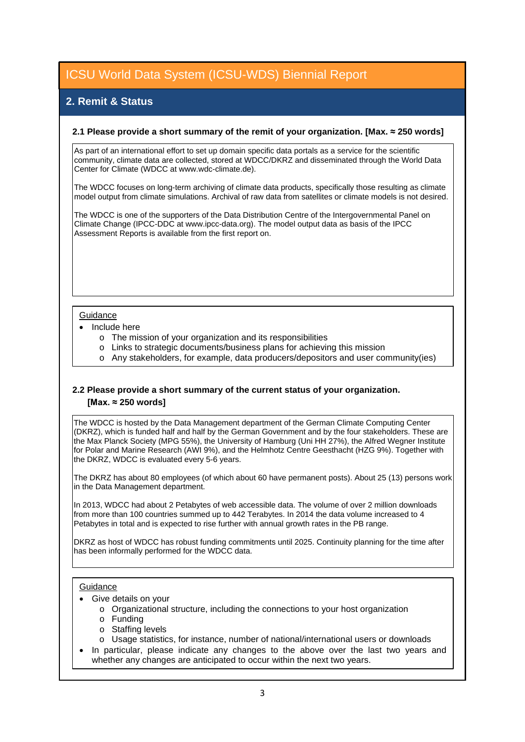# ICSU World Data System (ICSU-WDS) Biennial Report

## 2. Remit & Status

### 2.1 Please provide a short summary of the remit of your organization. [Max. ≈ 250 words]

As part of an international effort to set up domain specific data portals as a service for the scientific community, climate data are collected, stored at WDCC/DKRZ and disseminated through the World Data Center for Climate (WDCC at www.wdc-climate.de).

The WDCC focuses on long-term archiving of climate data products, specifically those resulting as climate model output from climate simulations. Archival of raw data from satellites or climate models is not desired.

The WDCC is one of the supporters of the Data Distribution Centre of the Intergovernmental Panel on Climate Change (IPCC-DDC at www.ipcc-data.org). The model output data as basis of the IPCC Assessment Reports is available from the first report on.

Guidance

- Include here
  - The mission of your organization and its responsibilities
  - Links to strategic documents/business plans for achieving this mission
  - Any stakeholders, for example, data producers/depositors and user community(ies)

### 2.2 Please provide a short summary of the current status of your organization. [Max. ≈ 250 words]

The WDCC is hosted by the Data Management department of the German Climate Computing Center (DKRZ), which is funded half and half by the German Government and by the four stakeholders. These are the Max Planck Society (MPG 55%), the University of Hamburg (Uni HH 27%), the Alfred Wegner Institute for Polar and Marine Research (AWI 9%), and the Helmhotz Centre Geesthacht (HZG 9%). Together with the DKRZ, WDCC is evaluated every 5-6 years.

The DKRZ has about 80 employees (of which about 60 have permanent posts). About 25 (13) persons work in the Data Management department.

In 2013, WDCC had about 2 Petabytes of web accessible data. The volume of over 2 million downloads from more than 100 countries summed up to 442 Terabytes. In 2014 the data volume increased to 4 Petabytes in total and is expected to rise further with annual growth rates in the PB range.

DKRZ as host of WDCC has robust funding commitments until 2025. Continuity planning for the time after has been informally performed for the WDCC data.

Guidance

- Give details on your
  - Organizational structure, including the connections to your host organization
  - Funding
  - Staffing levels
  - Usage statistics, for instance, number of national/international users or downloads
- In particular, please indicate any changes to the above over the last two years and whether any changes are anticipated to occur within the next two years.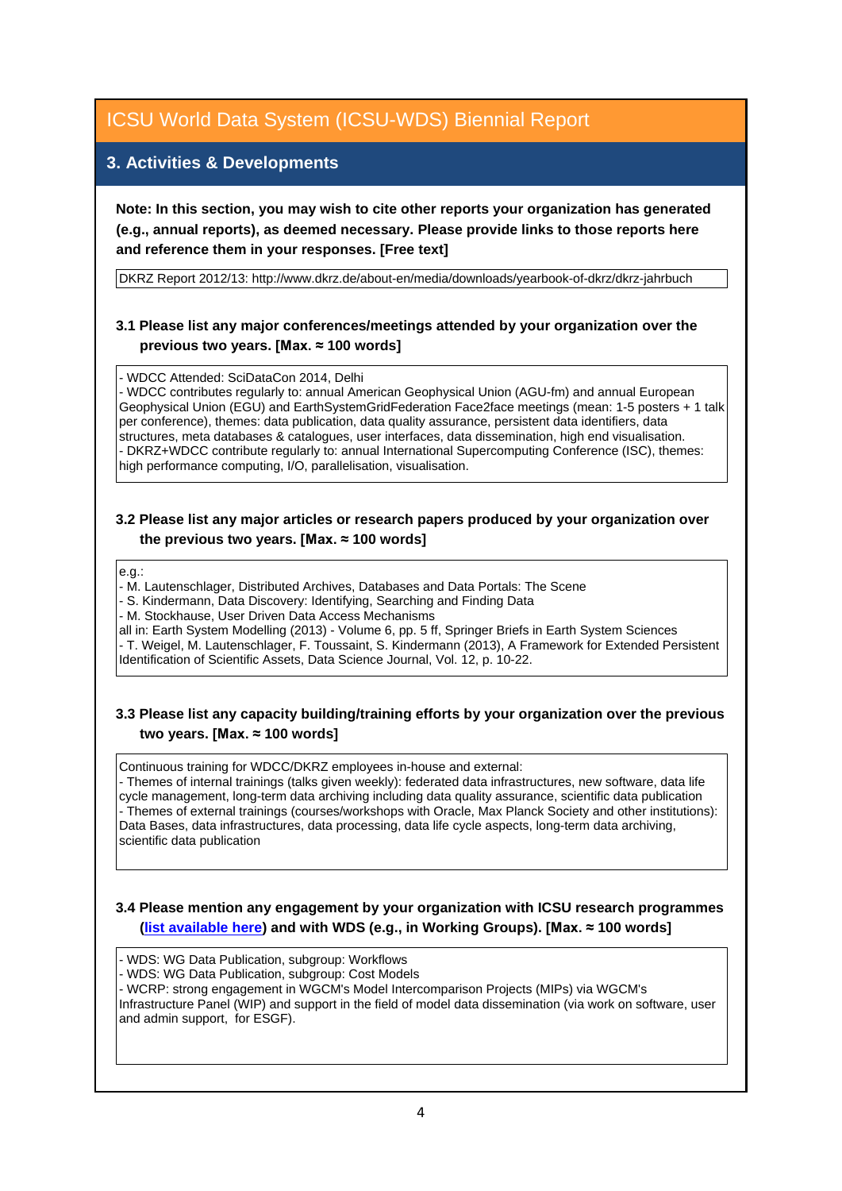# ICSU World Data System (ICSU-WDS) Biennial Report

## 3. Activities & Developments

**Note: In this section, you may wish to cite other reports your organization has generated (e.g., annual reports), as deemed necessary. Please provide links to those reports here and reference them in your responses. [Free text]**

DKRZ Report 2012/13: http://www.dkrz.de/about-en/media/downloads/yearbook-of-dkrz/dkrz-jahrbuch

### 3.1 Please list any major conferences/meetings attended by your organization over the previous two years. [Max. ≈ 100 words]

- WDCC Attended: SciDataCon 2014, Delhi
- WDCC contributes regularly to: annual American Geophysical Union (AGU-fm) and annual European Geophysical Union (EGU) and EarthSystemGridFederation Face2face meetings (mean: 1-5 posters + 1 talk per conference), themes: data publication, data quality assurance, persistent data identifiers, data structures, meta databases & catalogues, user interfaces, data dissemination, high end visualisation.
- DKRZ+WDCC contribute regularly to: annual International Supercomputing Conference (ISC), themes: high performance computing, I/O, parallelisation, visualisation.

### 3.2 Please list any major articles or research papers produced by your organization over the previous two years. [Max. ≈ 100 words]

e.g.:
- M. Lautenschlager, Distributed Archives, Databases and Data Portals: The Scene
- S. Kindermann, Data Discovery: Identifying, Searching and Finding Data
- M. Stockhause, User Driven Data Access Mechanisms

all in: Earth System Modelling (2013) - Volume 6, pp. 5 ff, Springer Briefs in Earth System Sciences
- T. Weigel, M. Lautenschlager, F. Toussaint, S. Kindermann (2013), A Framework for Extended Persistent Identification of Scientific Assets, Data Science Journal, Vol. 12, p. 10-22.

### 3.3 Please list any capacity building/training efforts by your organization over the previous two years. [Max. ≈ 100 words]

Continuous training for WDCC/DKRZ employees in-house and external:
- Themes of internal trainings (talks given weekly): federated data infrastructures, new software, data life cycle management, long-term data archiving including data quality assurance, scientific data publication
- Themes of external trainings (courses/workshops with Oracle, Max Planck Society and other institutions): Data Bases, data infrastructures, data processing, data life cycle aspects, long-term data archiving, scientific data publication

### 3.4 Please mention any engagement by your organization with ICSU research programmes (list available here) and with WDS (e.g., in Working Groups). [Max. ≈ 100 words]

- WDS: WG Data Publication, subgroup: Workflows
- WDS: WG Data Publication, subgroup: Cost Models
- WCRP: strong engagement in WGCM's Model Intercomparison Projects (MIPs) via WGCM's Infrastructure Panel (WIP) and support in the field of model data dissemination (via work on software, user and admin support, for ESGF).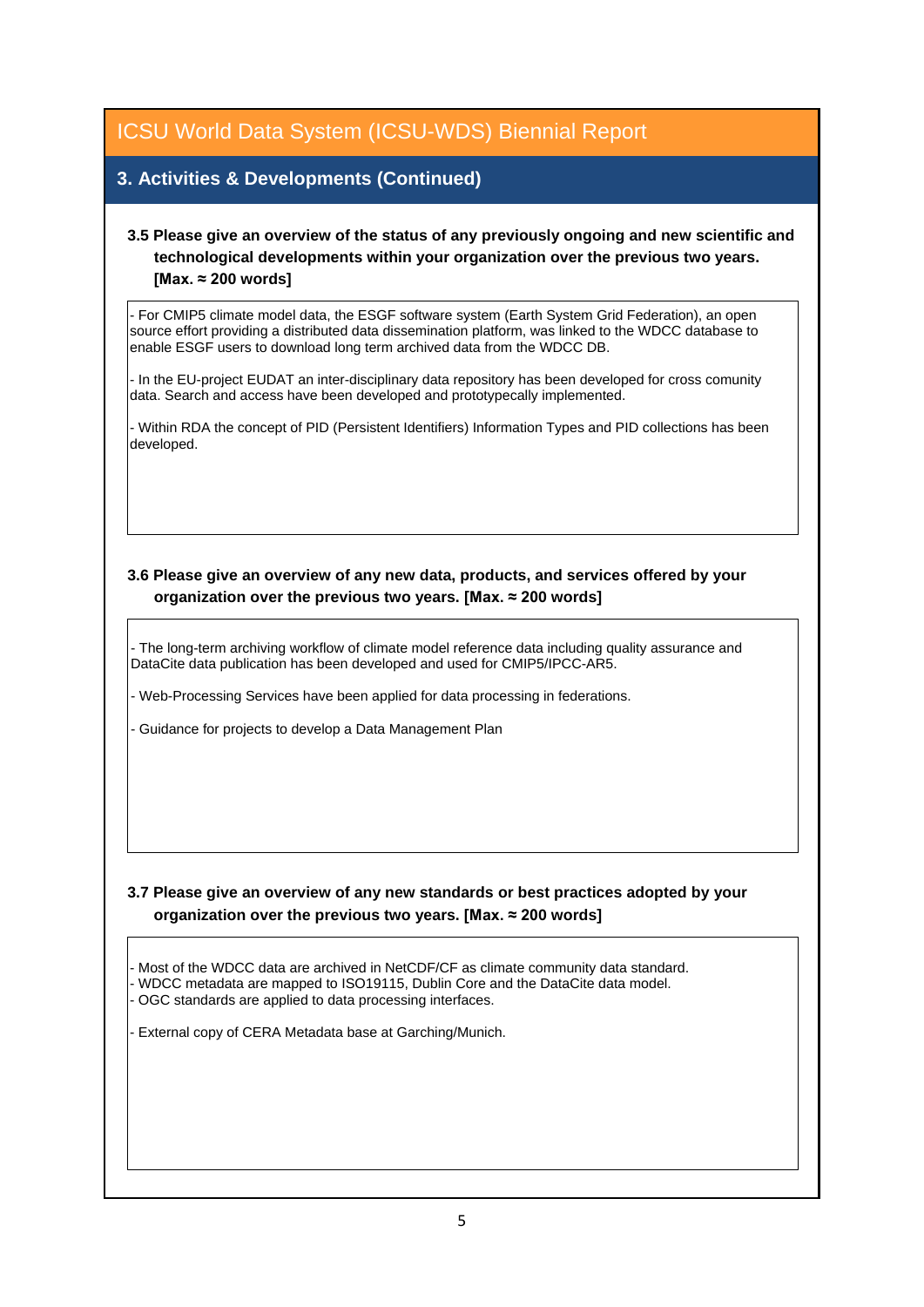# ICSU World Data System (ICSU-WDS) Biennial Report

## 3. Activities & Developments (Continued)

**3.5 Please give an overview of the status of any previously ongoing and new scientific and technological developments within your organization over the previous two years. [Max. ≈ 200 words]**

- For CMIP5 climate model data, the ESGF software system (Earth System Grid Federation), an open source effort providing a distributed data dissemination platform, was linked to the WDCC database to enable ESGF users to download long term archived data from the WDCC DB.

- In the EU-project EUDAT an inter-disciplinary data repository has been developed for cross comunity data. Search and access have been developed and prototypecally implemented.

- Within RDA the concept of PID (Persistent Identifiers) Information Types and PID collections has been developed.

**3.6 Please give an overview of any new data, products, and services offered by your organization over the previous two years. [Max. ≈ 200 words]**

- The long-term archiving workflow of climate model reference data including quality assurance and DataCite data publication has been developed and used for CMIP5/IPCC-AR5.

- Web-Processing Services have been applied for data processing in federations.

- Guidance for projects to develop a Data Management Plan

**3.7 Please give an overview of any new standards or best practices adopted by your organization over the previous two years. [Max. ≈ 200 words]**

- Most of the WDCC data are archived in NetCDF/CF as climate community data standard.
- WDCC metadata are mapped to ISO19115, Dublin Core and the DataCite data model.
- OGC standards are applied to data processing interfaces.

- External copy of CERA Metadata base at Garching/Munich.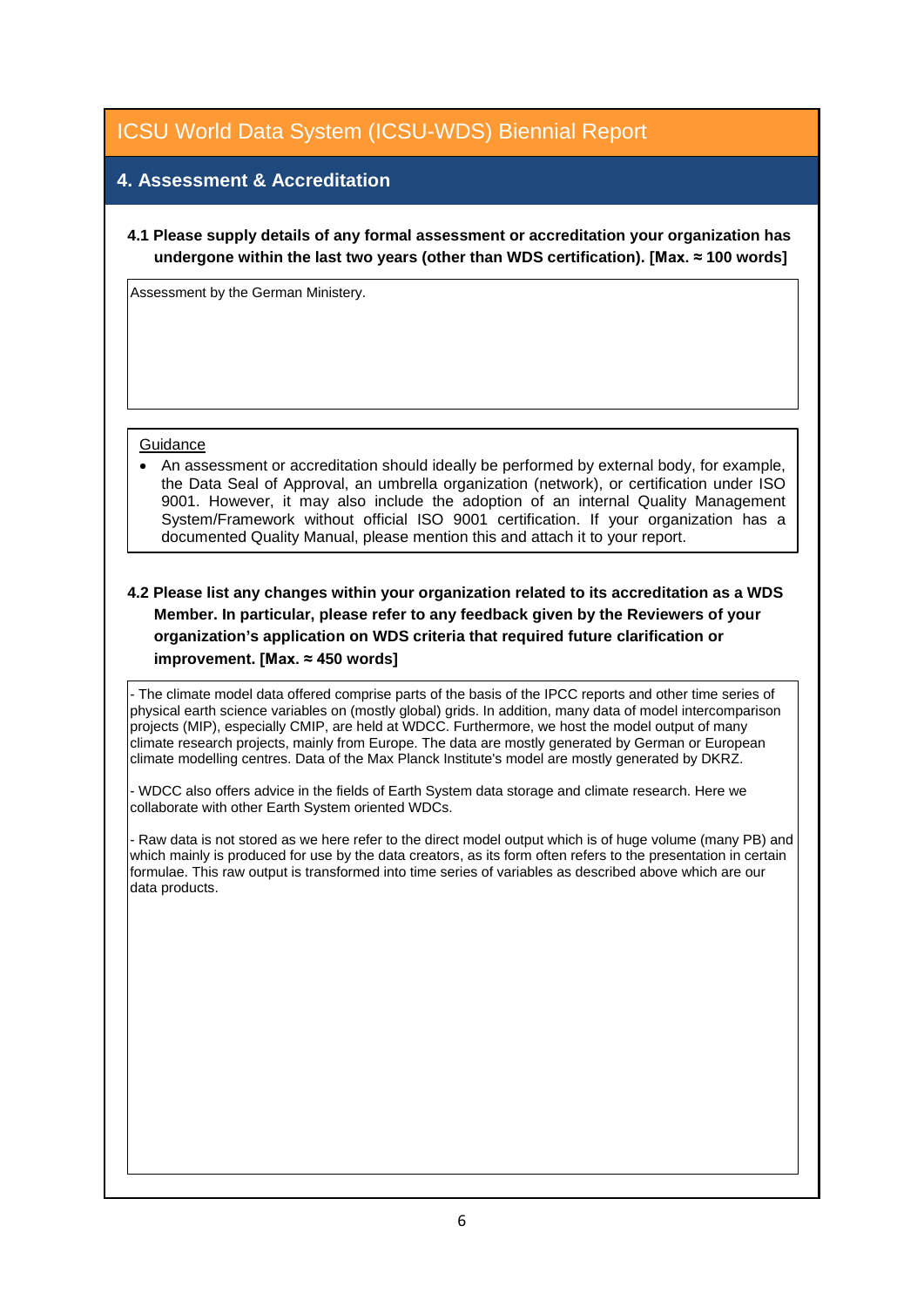# ICSU World Data System (ICSU-WDS) Biennial Report

## 4. Assessment & Accreditation

**4.1 Please supply details of any formal assessment or accreditation your organization has undergone within the last two years (other than WDS certification). [Max. ≈ 100 words]**

Assessment by the German Ministery.

Guidance

- An assessment or accreditation should ideally be performed by external body, for example, the Data Seal of Approval, an umbrella organization (network), or certification under ISO 9001. However, it may also include the adoption of an internal Quality Management System/Framework without official ISO 9001 certification. If your organization has a documented Quality Manual, please mention this and attach it to your report.

**4.2 Please list any changes within your organization related to its accreditation as a WDS Member. In particular, please refer to any feedback given by the Reviewers of your organization's application on WDS criteria that required future clarification or improvement. [Max. ≈ 450 words]**

- The climate model data offered comprise parts of the basis of the IPCC reports and other time series of physical earth science variables on (mostly global) grids. In addition, many data of model intercomparison projects (MIP), especially CMIP, are held at WDCC. Furthermore, we host the model output of many climate research projects, mainly from Europe. The data are mostly generated by German or European climate modelling centres. Data of the Max Planck Institute's model are mostly generated by DKRZ.

- WDCC also offers advice in the fields of Earth System data storage and climate research. Here we collaborate with other Earth System oriented WDCs.

- Raw data is not stored as we here refer to the direct model output which is of huge volume (many PB) and which mainly is produced for use by the data creators, as its form often refers to the presentation in certain formulae. This raw output is transformed into time series of variables as described above which are our data products.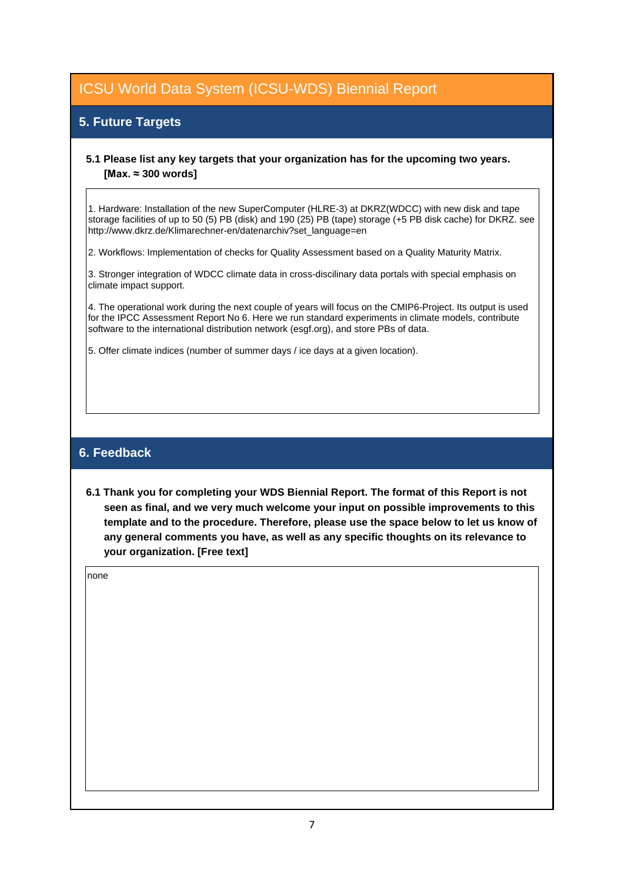ICSU World Data System (ICSU-WDS) Biennial Report

## 5. Future Targets

**5.1 Please list any key targets that your organization has for the upcoming two years. [Max. ≈ 300 words]**

1. Hardware: Installation of the new SuperComputer (HLRE-3) at DKRZ(WDCC) with new disk and tape storage facilities of up to 50 (5) PB (disk) and 190 (25) PB (tape) storage (+5 PB disk cache) for DKRZ. see http://www.dkrz.de/Klimarechner-en/datenarchiv?set_language=en

2. Workflows: Implementation of checks for Quality Assessment based on a Quality Maturity Matrix.

3. Stronger integration of WDCC climate data in cross-discilinary data portals with special emphasis on climate impact support.

4. The operational work during the next couple of years will focus on the CMIP6-Project. Its output is used for the IPCC Assessment Report No 6. Here we run standard experiments in climate models, contribute software to the international distribution network (esgf.org), and store PBs of data.

5. Offer climate indices (number of summer days / ice days at a given location).

## 6. Feedback

**6.1 Thank you for completing your WDS Biennial Report. The format of this Report is not seen as final, and we very much welcome your input on possible improvements to this template and to the procedure. Therefore, please use the space below to let us know of any general comments you have, as well as any specific thoughts on its relevance to your organization. [Free text]**

none